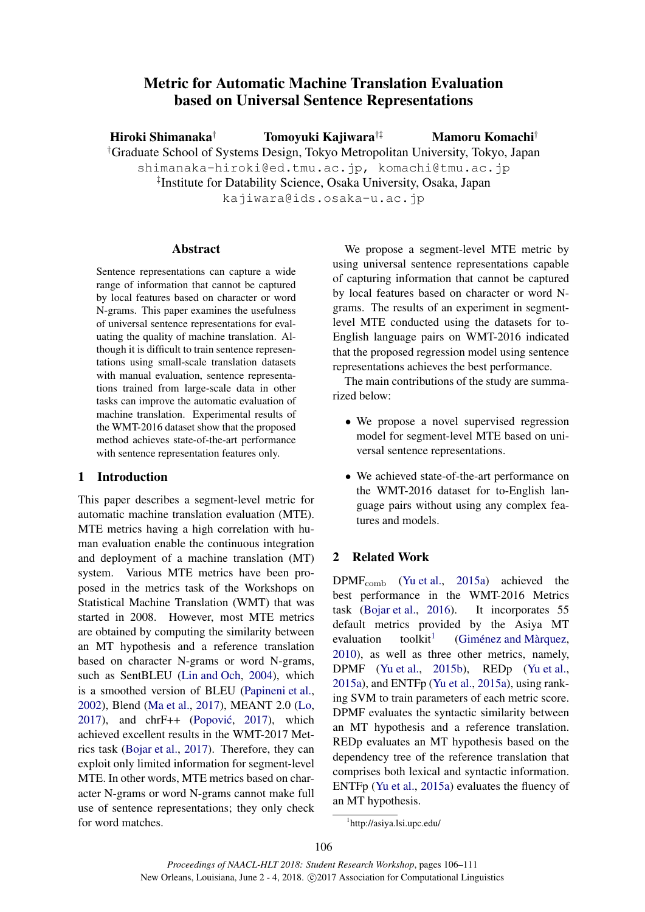# Metric for Automatic Machine Translation Evaluation based on Universal Sentence Representations

**Hiroki Shimanaka**[†] **Tomoyuki Kajiwara**[†‡] **Mamoru Komachi**[†]

[†]Graduate School of Systems Design, Tokyo Metropolitan University, Tokyo, Japan
shimanaka-hiroki@ed.tmu.ac.jp, komachi@tmu.ac.jp
[‡]Institute for Datability Science, Osaka University, Osaka, Japan
kajiwara@ids.osaka-u.ac.jp

## Abstract

Sentence representations can capture a wide range of information that cannot be captured by local features based on character or word N-grams. This paper examines the usefulness of universal sentence representations for evaluating the quality of machine translation. Although it is difficult to train sentence representations using small-scale translation datasets with manual evaluation, sentence representations trained from large-scale data in other tasks can improve the automatic evaluation of machine translation. Experimental results of the WMT-2016 dataset show that the proposed method achieves state-of-the-art performance with sentence representation features only.

## 1 Introduction

This paper describes a segment-level metric for automatic machine translation evaluation (MTE). MTE metrics having a high correlation with human evaluation enable the continuous integration and deployment of a machine translation (MT) system. Various MTE metrics have been proposed in the metrics task of the Workshops on Statistical Machine Translation (WMT) that was started in 2008. However, most MTE metrics are obtained by computing the similarity between an MT hypothesis and a reference translation based on character N-grams or word N-grams, such as SentBLEU (Lin and Och, 2004), which is a smoothed version of BLEU (Papineni et al., 2002), Blend (Ma et al., 2017), MEANT 2.0 (Lo, 2017), and chrF++ (Popović, 2017), which achieved excellent results in the WMT-2017 Metrics task (Bojar et al., 2017). Therefore, they can exploit only limited information for segment-level MTE. In other words, MTE metrics based on character N-grams or word N-grams cannot make full use of sentence representations; they only check for word matches.

We propose a segment-level MTE metric by using universal sentence representations capable of capturing information that cannot be captured by local features based on character or word N-grams. The results of an experiment in segment-level MTE conducted using the datasets for to-English language pairs on WMT-2016 indicated that the proposed regression model using sentence representations achieves the best performance.

The main contributions of the study are summarized below:

- We propose a novel supervised regression model for segment-level MTE based on universal sentence representations.
- We achieved state-of-the-art performance on the WMT-2016 dataset for to-English language pairs without using any complex features and models.

## 2 Related Work

DPMF$_{\mathrm{comb}}$ (Yu et al., 2015a) achieved the best performance in the WMT-2016 Metrics task (Bojar et al., 2016). It incorporates 55 default metrics provided by the Asiya MT evaluation toolkit[1] (Giménez and Màrquez, 2010), as well as three other metrics, namely, DPMF (Yu et al., 2015b), REDp (Yu et al., 2015a), and ENTFp (Yu et al., 2015a), using ranking SVM to train parameters of each metric score. DPMF evaluates the syntactic similarity between an MT hypothesis and a reference translation. REDp evaluates an MT hypothesis based on the dependency tree of the reference translation that comprises both lexical and syntactic information. ENTFp (Yu et al., 2015a) evaluates the fluency of an MT hypothesis.

[1]http://asiya.lsi.upc.edu/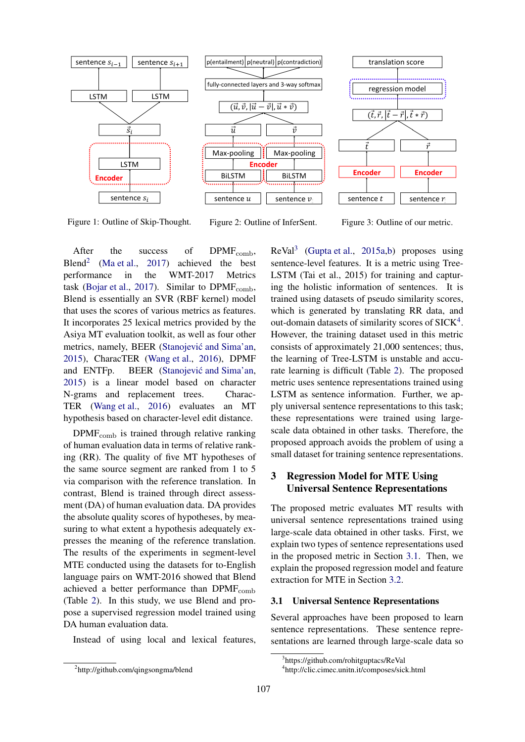Figure 1: Outline of Skip-Thought.

Figure 2: Outline of InferSent.

Figure 3: Outline of our metric.

After the success of DPMF$_{comb}$, Blend[2] (Ma et al., 2017) achieved the best performance in the WMT-2017 Metrics task (Bojar et al., 2017). Similar to DPMF$_{comb}$, Blend is essentially an SVR (RBF kernel) model that uses the scores of various metrics as features. It incorporates 25 lexical metrics provided by the Asiya MT evaluation toolkit, as well as four other metrics, namely, BEER (Stanojević and Sima'an, 2015), CharacTER (Wang et al., 2016), DPMF and ENTFp. BEER (Stanojević and Sima'an, 2015) is a linear model based on character N-grams and replacement trees. CharacTER (Wang et al., 2016) evaluates an MT hypothesis based on character-level edit distance.

DPMF$_{comb}$ is trained through relative ranking of human evaluation data in terms of relative ranking (RR). The quality of five MT hypotheses of the same source segment are ranked from 1 to 5 via comparison with the reference translation. In contrast, Blend is trained through direct assessment (DA) of human evaluation data. DA provides the absolute quality scores of hypotheses, by measuring to what extent a hypothesis adequately expresses the meaning of the reference translation. The results of the experiments in segment-level MTE conducted using the datasets for to-English language pairs on WMT-2016 showed that Blend achieved a better performance than DPMF$_{comb}$ (Table 2). In this study, we use Blend and propose a supervised regression model trained using DA human evaluation data.

Instead of using local and lexical features, ReVal[3] (Gupta et al., 2015a,b) proposes using sentence-level features. It is a metric using Tree-LSTM (Tai et al., 2015) for training and capturing the holistic information of sentences. It is trained using datasets of pseudo similarity scores, which is generated by translating RR data, and out-domain datasets of similarity scores of SICK[4]. However, the training dataset used in this metric consists of approximately 21,000 sentences; thus, the learning of Tree-LSTM is unstable and accurate learning is difficult (Table 2). The proposed metric uses sentence representations trained using LSTM as sentence information. Further, we apply universal sentence representations to this task; these representations were trained using large-scale data obtained in other tasks. Therefore, the proposed approach avoids the problem of using a small dataset for training sentence representations.

## 3 Regression Model for MTE Using Universal Sentence Representations

The proposed metric evaluates MT results with universal sentence representations trained using large-scale data obtained in other tasks. First, we explain two types of sentence representations used in the proposed metric in Section 3.1. Then, we explain the proposed regression model and feature extraction for MTE in Section 3.2.

### 3.1 Universal Sentence Representations

Several approaches have been proposed to learn sentence representations. These sentence representations are learned through large-scale data so

[2] http://github.com/qingsongma/blend

[3] https://github.com/rohitguptacs/ReVal

[4] http://clic.cimec.unitn.it/composes/sick.html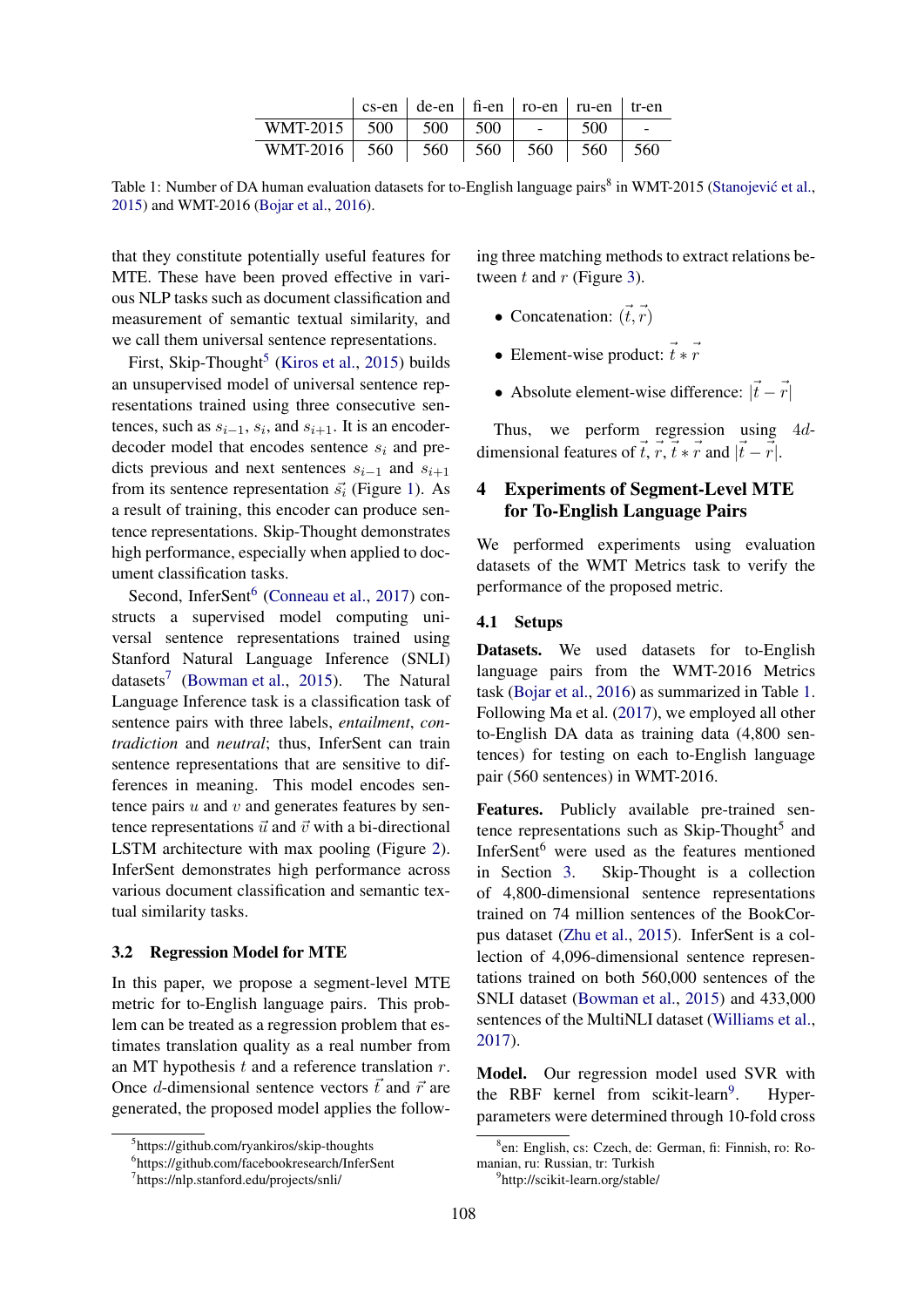| | cs-en | de-en | fi-en | ro-en | ru-en | tr-en |
|---|---|---|---|---|---|---|
| WMT-2015 | 500 | 500 | 500 | - | 500 | - |
| WMT-2016 | 560 | 560 | 560 | 560 | 560 | 560 |

Table 1: Number of DA human evaluation datasets for to-English language pairs[8] in WMT-2015 (Stanojević et al., 2015) and WMT-2016 (Bojar et al., 2016).

that they constitute potentially useful features for MTE. These have been proved effective in various NLP tasks such as document classification and measurement of semantic textual similarity, and we call them universal sentence representations.

First, Skip-Thought[5] (Kiros et al., 2015) builds an unsupervised model of universal sentence representations trained using three consecutive sentences, such as $s_{i-1}$, $s_i$, and $s_{i+1}$. It is an encoder-decoder model that encodes sentence $s_i$ and predicts previous and next sentences $s_{i-1}$ and $s_{i+1}$ from its sentence representation $\vec{s_i}$ (Figure 1). As a result of training, this encoder can produce sentence representations. Skip-Thought demonstrates high performance, especially when applied to document classification tasks.

Second, InferSent[6] (Conneau et al., 2017) constructs a supervised model computing universal sentence representations trained using Stanford Natural Language Inference (SNLI) datasets[7] (Bowman et al., 2015). The Natural Language Inference task is a classification task of sentence pairs with three labels, *entailment*, *contradiction* and *neutral*; thus, InferSent can train sentence representations that are sensitive to differences in meaning. This model encodes sentence pairs $u$ and $v$ and generates features by sentence representations $\vec{u}$ and $\vec{v}$ with a bi-directional LSTM architecture with max pooling (Figure 2). InferSent demonstrates high performance across various document classification and semantic textual similarity tasks.

### 3.2 Regression Model for MTE

In this paper, we propose a segment-level MTE metric for to-English language pairs. This problem can be treated as a regression problem that estimates translation quality as a real number from an MT hypothesis $t$ and a reference translation $r$. Once $d$-dimensional sentence vectors $\vec{t}$ and $\vec{r}$ are generated, the proposed model applies the following three matching methods to extract relations between $t$ and $r$ (Figure 3).

- Concatenation: $(\vec{t}, \vec{r})$
- Element-wise product: $\vec{t} * \vec{r}$
- Absolute element-wise difference: $|\vec{t} - \vec{r}|$

Thus, we perform regression using $4d$-dimensional features of $\vec{t}$, $\vec{r}$, $\vec{t} * \vec{r}$ and $|\vec{t} - \vec{r}|$.

## 4 Experiments of Segment-Level MTE for To-English Language Pairs

We performed experiments using evaluation datasets of the WMT Metrics task to verify the performance of the proposed metric.

### 4.1 Setups

**Datasets.** We used datasets for to-English language pairs from the WMT-2016 Metrics task (Bojar et al., 2016) as summarized in Table 1. Following Ma et al. (2017), we employed all other to-English DA data as training data (4,800 sentences) for testing on each to-English language pair (560 sentences) in WMT-2016.

**Features.** Publicly available pre-trained sentence representations such as Skip-Thought[5] and InferSent[6] were used as the features mentioned in Section 3. Skip-Thought is a collection of 4,800-dimensional sentence representations trained on 74 million sentences of the BookCorpus dataset (Zhu et al., 2015). InferSent is a collection of 4,096-dimensional sentence representations trained on both 560,000 sentences of the SNLI dataset (Bowman et al., 2015) and 433,000 sentences of the MultiNLI dataset (Williams et al., 2017).

**Model.** Our regression model used SVR with the RBF kernel from scikit-learn[9]. Hyper-parameters were determined through 10-fold cross

[5] https://github.com/ryankiros/skip-thoughts

[6] https://github.com/facebookresearch/InferSent

[7] https://nlp.stanford.edu/projects/snli/

[8] en: English, cs: Czech, de: German, fi: Finnish, ro: Romanian, ru: Russian, tr: Turkish

[9] http://scikit-learn.org/stable/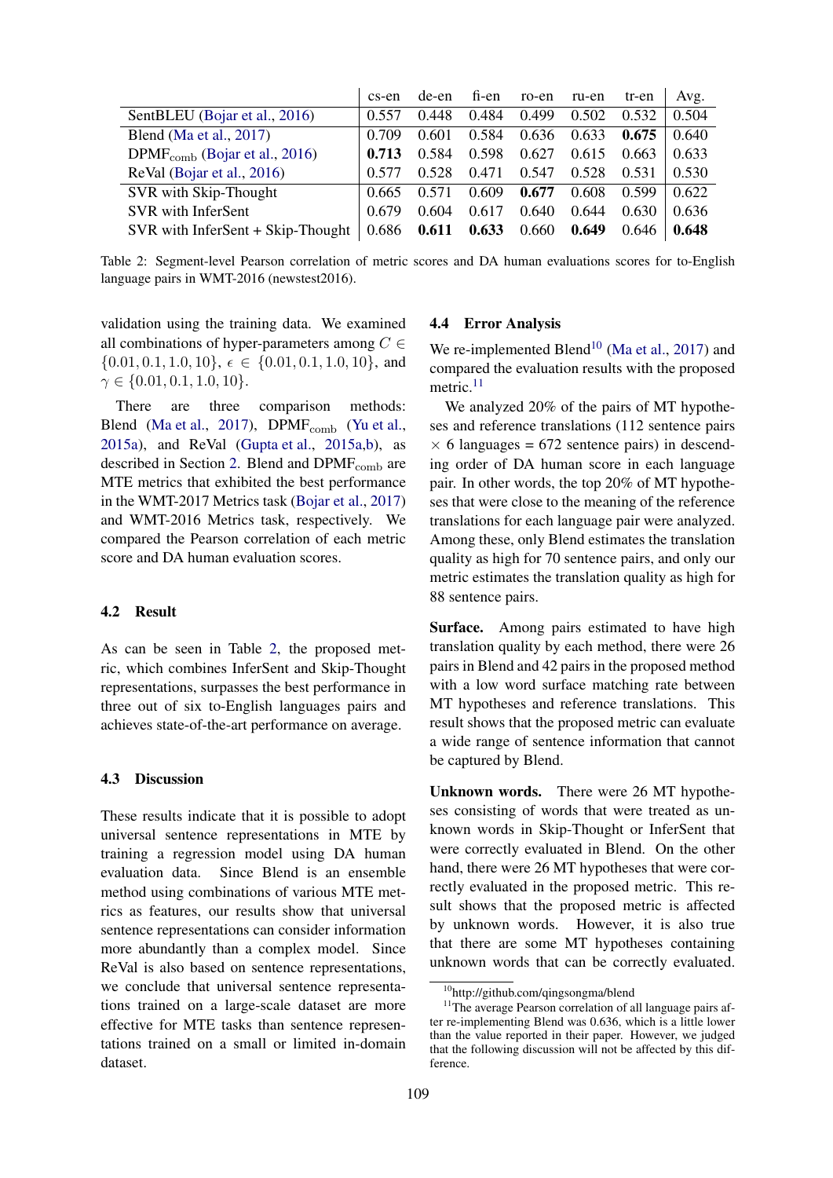| | cs-en | de-en | fi-en | ro-en | ru-en | tr-en | Avg. |
|---|---|---|---|---|---|---|---|
| SentBLEU (Bojar et al., 2016) | 0.557 | 0.448 | 0.484 | 0.499 | 0.502 | 0.532 | 0.504 |
| Blend (Ma et al., 2017) | 0.709 | 0.601 | 0.584 | 0.636 | 0.633 | **0.675** | 0.640 |
| $\text{DPMF}_{\text{comb}}$ (Bojar et al., 2016) | **0.713** | 0.584 | 0.598 | 0.627 | 0.615 | 0.663 | 0.633 |
| ReVal (Bojar et al., 2016) | 0.577 | 0.528 | 0.471 | 0.547 | 0.528 | 0.531 | 0.530 |
| SVR with Skip-Thought | 0.665 | 0.571 | 0.609 | **0.677** | 0.608 | 0.599 | 0.622 |
| SVR with InferSent | 0.679 | 0.604 | 0.617 | 0.640 | 0.644 | 0.630 | 0.636 |
| SVR with InferSent + Skip-Thought | 0.686 | **0.611** | **0.633** | 0.660 | **0.649** | 0.646 | **0.648** |

Table 2: Segment-level Pearson correlation of metric scores and DA human evaluations scores for to-English language pairs in WMT-2016 (newstest2016).

validation using the training data. We examined all combinations of hyper-parameters among $C \in \{0.01, 0.1, 1.0, 10\}$, $\epsilon \in \{0.01, 0.1, 1.0, 10\}$, and $\gamma \in \{0.01, 0.1, 1.0, 10\}$.

There are three comparison methods: Blend (Ma et al., 2017), $\text{DPMF}_{\text{comb}}$ (Yu et al., 2015a), and ReVal (Gupta et al., 2015a,b), as described in Section 2. Blend and $\text{DPMF}_{\text{comb}}$ are MTE metrics that exhibited the best performance in the WMT-2017 Metrics task (Bojar et al., 2017) and WMT-2016 Metrics task, respectively. We compared the Pearson correlation of each metric score and DA human evaluation scores.

### 4.2 Result

As can be seen in Table 2, the proposed metric, which combines InferSent and Skip-Thought representations, surpasses the best performance in three out of six to-English languages pairs and achieves state-of-the-art performance on average.

### 4.3 Discussion

These results indicate that it is possible to adopt universal sentence representations in MTE by training a regression model using DA human evaluation data. Since Blend is an ensemble method using combinations of various MTE metrics as features, our results show that universal sentence representations can consider information more abundantly than a complex model. Since ReVal is also based on sentence representations, we conclude that universal sentence representations trained on a large-scale dataset are more effective for MTE tasks than sentence representations trained on a small or limited in-domain dataset.

### 4.4 Error Analysis

We re-implemented Blend[10] (Ma et al., 2017) and compared the evaluation results with the proposed metric.[11]

We analyzed 20% of the pairs of MT hypotheses and reference translations (112 sentence pairs $\times$ 6 languages = 672 sentence pairs) in descending order of DA human score in each language pair. In other words, the top 20% of MT hypotheses that were close to the meaning of the reference translations for each language pair were analyzed. Among these, only Blend estimates the translation quality as high for 70 sentence pairs, and only our metric estimates the translation quality as high for 88 sentence pairs.

**Surface.** Among pairs estimated to have high translation quality by each method, there were 26 pairs in Blend and 42 pairs in the proposed method with a low word surface matching rate between MT hypotheses and reference translations. This result shows that the proposed metric can evaluate a wide range of sentence information that cannot be captured by Blend.

**Unknown words.** There were 26 MT hypotheses consisting of words that were treated as unknown words in Skip-Thought or InferSent that were correctly evaluated in Blend. On the other hand, there were 26 MT hypotheses that were correctly evaluated in the proposed metric. This result shows that the proposed metric is affected by unknown words. However, it is also true that there are some MT hypotheses containing unknown words that can be correctly evaluated.

[10] http://github.com/qingsongma/blend

[11] The average Pearson correlation of all language pairs after re-implementing Blend was 0.636, which is a little lower than the value reported in their paper. However, we judged that the following discussion will not be affected by this difference.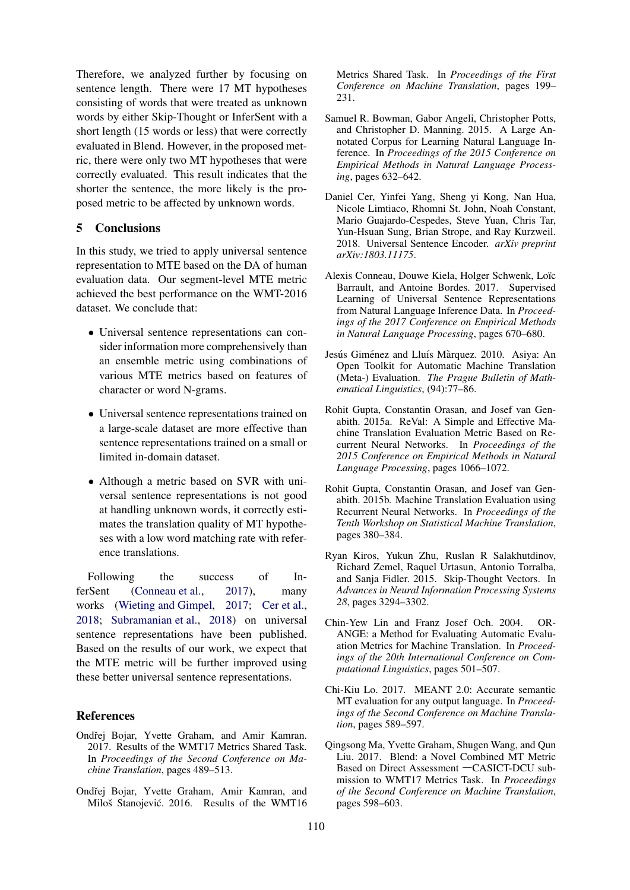Therefore, we analyzed further by focusing on sentence length. There were 17 MT hypotheses consisting of words that were treated as unknown words by either Skip-Thought or InferSent with a short length (15 words or less) that were correctly evaluated in Blend. However, in the proposed metric, there were only two MT hypotheses that were correctly evaluated. This result indicates that the shorter the sentence, the more likely is the proposed metric to be affected by unknown words.

## 5 Conclusions

In this study, we tried to apply universal sentence representation to MTE based on the DA of human evaluation data. Our segment-level MTE metric achieved the best performance on the WMT-2016 dataset. We conclude that:

- Universal sentence representations can consider information more comprehensively than an ensemble metric using combinations of various MTE metrics based on features of character or word N-grams.
- Universal sentence representations trained on a large-scale dataset are more effective than sentence representations trained on a small or limited in-domain dataset.
- Although a metric based on SVR with universal sentence representations is not good at handling unknown words, it correctly estimates the translation quality of MT hypotheses with a low word matching rate with reference translations.

Following the success of InferSent (Conneau et al., 2017), many works (Wieting and Gimpel, 2017; Cer et al., 2018; Subramanian et al., 2018) on universal sentence representations have been published. Based on the results of our work, we expect that the MTE metric will be further improved using these better universal sentence representations.

## References

Ondřej Bojar, Yvette Graham, and Amir Kamran. 2017. Results of the WMT17 Metrics Shared Task. In *Proceedings of the Second Conference on Machine Translation*, pages 489–513.

Ondřej Bojar, Yvette Graham, Amir Kamran, and Miloš Stanojević. 2016. Results of the WMT16 Metrics Shared Task. In *Proceedings of the First Conference on Machine Translation*, pages 199–231.

Samuel R. Bowman, Gabor Angeli, Christopher Potts, and Christopher D. Manning. 2015. A Large Annotated Corpus for Learning Natural Language Inference. In *Proceedings of the 2015 Conference on Empirical Methods in Natural Language Processing*, pages 632–642.

Daniel Cer, Yinfei Yang, Sheng yi Kong, Nan Hua, Nicole Limtiaco, Rhomni St. John, Noah Constant, Mario Guajardo-Cespedes, Steve Yuan, Chris Tar, Yun-Hsuan Sung, Brian Strope, and Ray Kurzweil. 2018. Universal Sentence Encoder. *arXiv preprint arXiv:1803.11175*.

Alexis Conneau, Douwe Kiela, Holger Schwenk, Loïc Barrault, and Antoine Bordes. 2017. Supervised Learning of Universal Sentence Representations from Natural Language Inference Data. In *Proceedings of the 2017 Conference on Empirical Methods in Natural Language Processing*, pages 670–680.

Jesús Giménez and Lluís Màrquez. 2010. Asiya: An Open Toolkit for Automatic Machine Translation (Meta-) Evaluation. *The Prague Bulletin of Mathematical Linguistics*, (94):77–86.

Rohit Gupta, Constantin Orasan, and Josef van Genabith. 2015a. ReVal: A Simple and Effective Machine Translation Evaluation Metric Based on Recurrent Neural Networks. In *Proceedings of the 2015 Conference on Empirical Methods in Natural Language Processing*, pages 1066–1072.

Rohit Gupta, Constantin Orasan, and Josef van Genabith. 2015b. Machine Translation Evaluation using Recurrent Neural Networks. In *Proceedings of the Tenth Workshop on Statistical Machine Translation*, pages 380–384.

Ryan Kiros, Yukun Zhu, Ruslan R Salakhutdinov, Richard Zemel, Raquel Urtasun, Antonio Torralba, and Sanja Fidler. 2015. Skip-Thought Vectors. In *Advances in Neural Information Processing Systems 28*, pages 3294–3302.

Chin-Yew Lin and Franz Josef Och. 2004. ORANGE: a Method for Evaluating Automatic Evaluation Metrics for Machine Translation. In *Proceedings of the 20th International Conference on Computational Linguistics*, pages 501–507.

Chi-Kiu Lo. 2017. MEANT 2.0: Accurate semantic MT evaluation for any output language. In *Proceedings of the Second Conference on Machine Translation*, pages 589–597.

Qingsong Ma, Yvette Graham, Shugen Wang, and Qun Liu. 2017. Blend: a Novel Combined MT Metric Based on Direct Assessment —CASICT-DCU submission to WMT17 Metrics Task. In *Proceedings of the Second Conference on Machine Translation*, pages 598–603.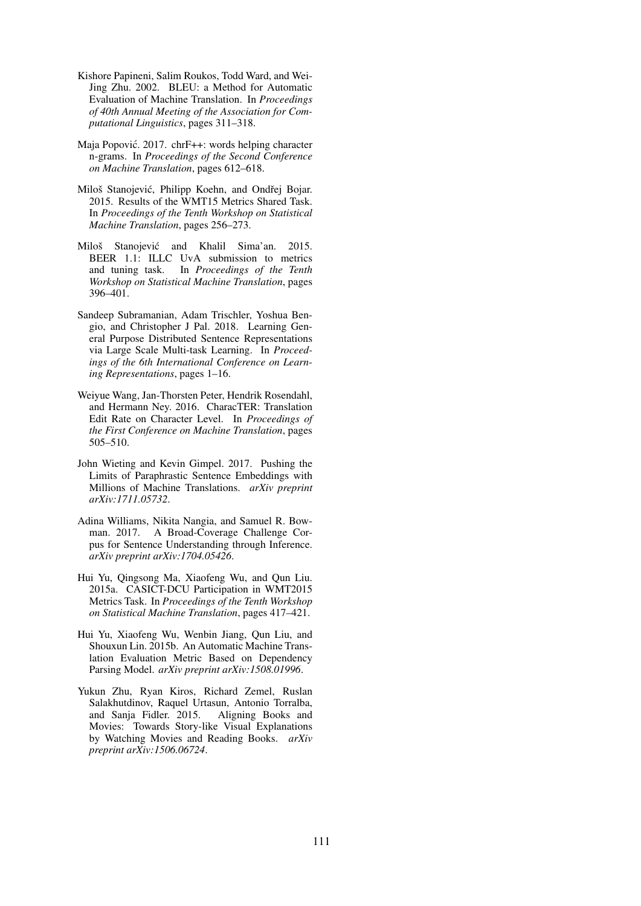Kishore Papineni, Salim Roukos, Todd Ward, and Wei-Jing Zhu. 2002. BLEU: a Method for Automatic Evaluation of Machine Translation. In *Proceedings of 40th Annual Meeting of the Association for Computational Linguistics*, pages 311–318.

Maja Popović. 2017. chrF++: words helping character n-grams. In *Proceedings of the Second Conference on Machine Translation*, pages 612–618.

Miloš Stanojević, Philipp Koehn, and Ondřej Bojar. 2015. Results of the WMT15 Metrics Shared Task. In *Proceedings of the Tenth Workshop on Statistical Machine Translation*, pages 256–273.

Miloš Stanojević and Khalil Sima'an. 2015. BEER 1.1: ILLC UvA submission to metrics and tuning task. In *Proceedings of the Tenth Workshop on Statistical Machine Translation*, pages 396–401.

Sandeep Subramanian, Adam Trischler, Yoshua Bengio, and Christopher J Pal. 2018. Learning General Purpose Distributed Sentence Representations via Large Scale Multi-task Learning. In *Proceedings of the 6th International Conference on Learning Representations*, pages 1–16.

Weiyue Wang, Jan-Thorsten Peter, Hendrik Rosendahl, and Hermann Ney. 2016. CharacTER: Translation Edit Rate on Character Level. In *Proceedings of the First Conference on Machine Translation*, pages 505–510.

John Wieting and Kevin Gimpel. 2017. Pushing the Limits of Paraphrastic Sentence Embeddings with Millions of Machine Translations. *arXiv preprint arXiv:1711.05732*.

Adina Williams, Nikita Nangia, and Samuel R. Bowman. 2017. A Broad-Coverage Challenge Corpus for Sentence Understanding through Inference. *arXiv preprint arXiv:1704.05426*.

Hui Yu, Qingsong Ma, Xiaofeng Wu, and Qun Liu. 2015a. CASICT-DCU Participation in WMT2015 Metrics Task. In *Proceedings of the Tenth Workshop on Statistical Machine Translation*, pages 417–421.

Hui Yu, Xiaofeng Wu, Wenbin Jiang, Qun Liu, and Shouxun Lin. 2015b. An Automatic Machine Translation Evaluation Metric Based on Dependency Parsing Model. *arXiv preprint arXiv:1508.01996*.

Yukun Zhu, Ryan Kiros, Richard Zemel, Ruslan Salakhutdinov, Raquel Urtasun, Antonio Torralba, and Sanja Fidler. 2015. Aligning Books and Movies: Towards Story-like Visual Explanations by Watching Movies and Reading Books. *arXiv preprint arXiv:1506.06724*.